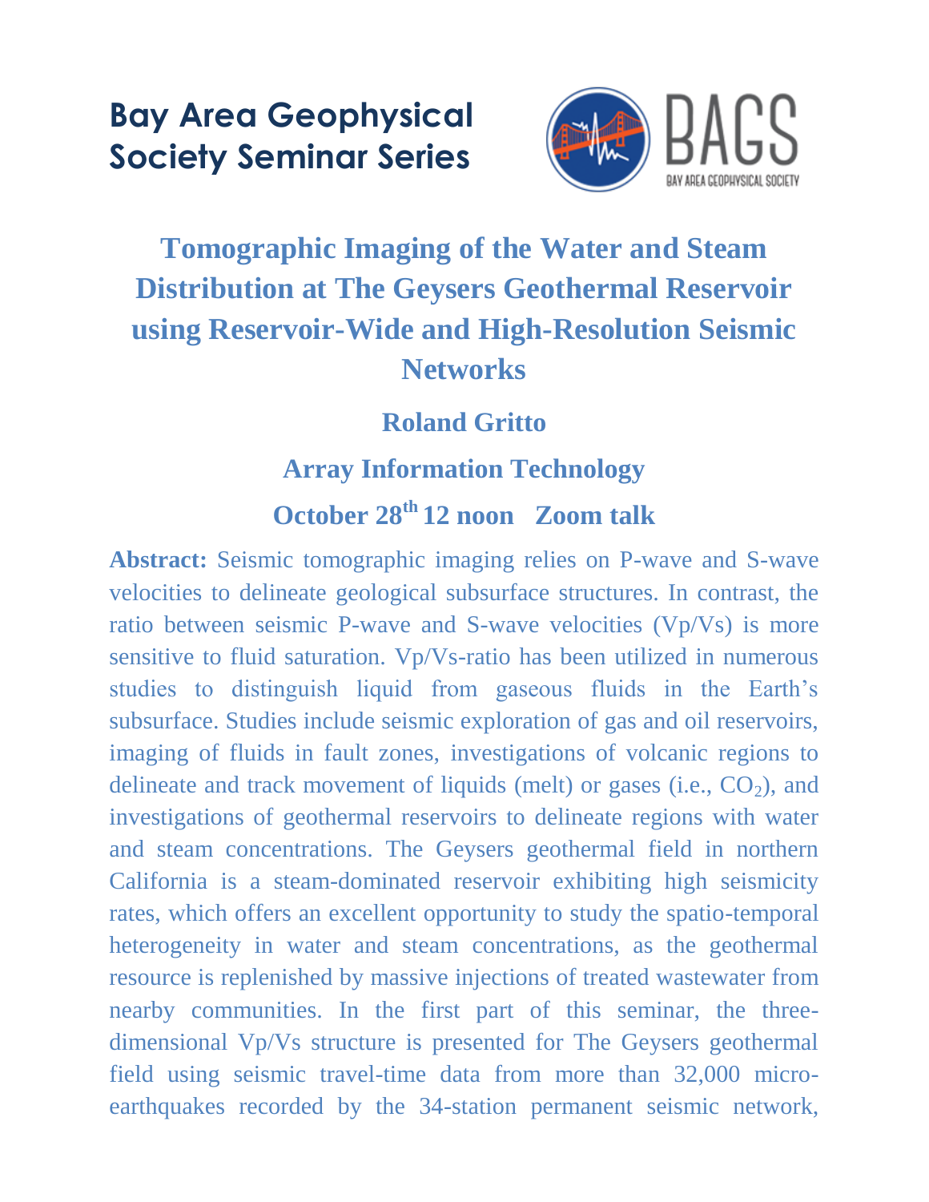# Bay Area Geophysical Society Seminar Series

## Tomographic Imaging of the Water and Steam Distribution at The Geysers Geothermal Reservoir using Reservoir-Wide and High-Resolution Seismic Networks

**Roland Gritto**

**Array Information Technology**

**October 28th 12 noon   Zoom talk**

**Abstract:** Seismic tomographic imaging relies on P-wave and S-wave velocities to delineate geological subsurface structures. In contrast, the ratio between seismic P-wave and S-wave velocities (Vp/Vs) is more sensitive to fluid saturation. Vp/Vs-ratio has been utilized in numerous studies to distinguish liquid from gaseous fluids in the Earth's subsurface. Studies include seismic exploration of gas and oil reservoirs, imaging of fluids in fault zones, investigations of volcanic regions to delineate and track movement of liquids (melt) or gases (i.e., $CO_2$), and investigations of geothermal reservoirs to delineate regions with water and steam concentrations. The Geysers geothermal field in northern California is a steam-dominated reservoir exhibiting high seismicity rates, which offers an excellent opportunity to study the spatio-temporal heterogeneity in water and steam concentrations, as the geothermal resource is replenished by massive injections of treated wastewater from nearby communities. In the first part of this seminar, the three-dimensional Vp/Vs structure is presented for The Geysers geothermal field using seismic travel-time data from more than 32,000 micro-earthquakes recorded by the 34-station permanent seismic network,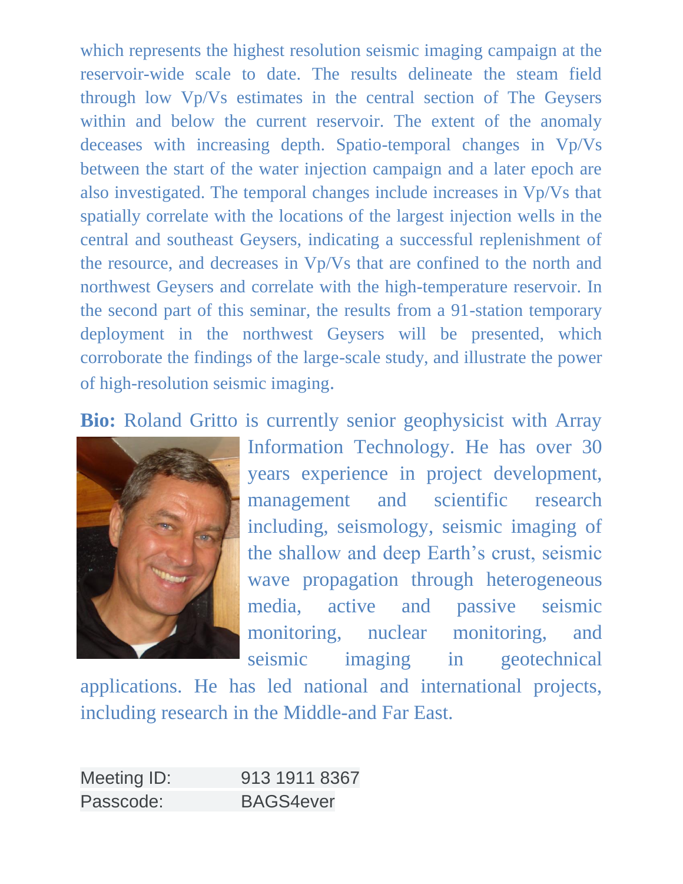which represents the highest resolution seismic imaging campaign at the reservoir-wide scale to date. The results delineate the steam field through low Vp/Vs estimates in the central section of The Geysers within and below the current reservoir. The extent of the anomaly deceases with increasing depth. Spatio-temporal changes in Vp/Vs between the start of the water injection campaign and a later epoch are also investigated. The temporal changes include increases in Vp/Vs that spatially correlate with the locations of the largest injection wells in the central and southeast Geysers, indicating a successful replenishment of the resource, and decreases in Vp/Vs that are confined to the north and northwest Geysers and correlate with the high-temperature reservoir. In the second part of this seminar, the results from a 91-station temporary deployment in the northwest Geysers will be presented, which corroborate the findings of the large-scale study, and illustrate the power of high-resolution seismic imaging.

**Bio:** Roland Gritto is currently senior geophysicist with Array Information Technology. He has over 30 years experience in project development, management and scientific research including, seismology, seismic imaging of the shallow and deep Earth's crust, seismic wave propagation through heterogeneous media, active and passive seismic monitoring, nuclear monitoring, and seismic imaging in geotechnical applications. He has led national and international projects, including research in the Middle-and Far East.

| | |
|---|---|
| Meeting ID: | 913 1911 8367 |
| Passcode: | BAGS4ever |